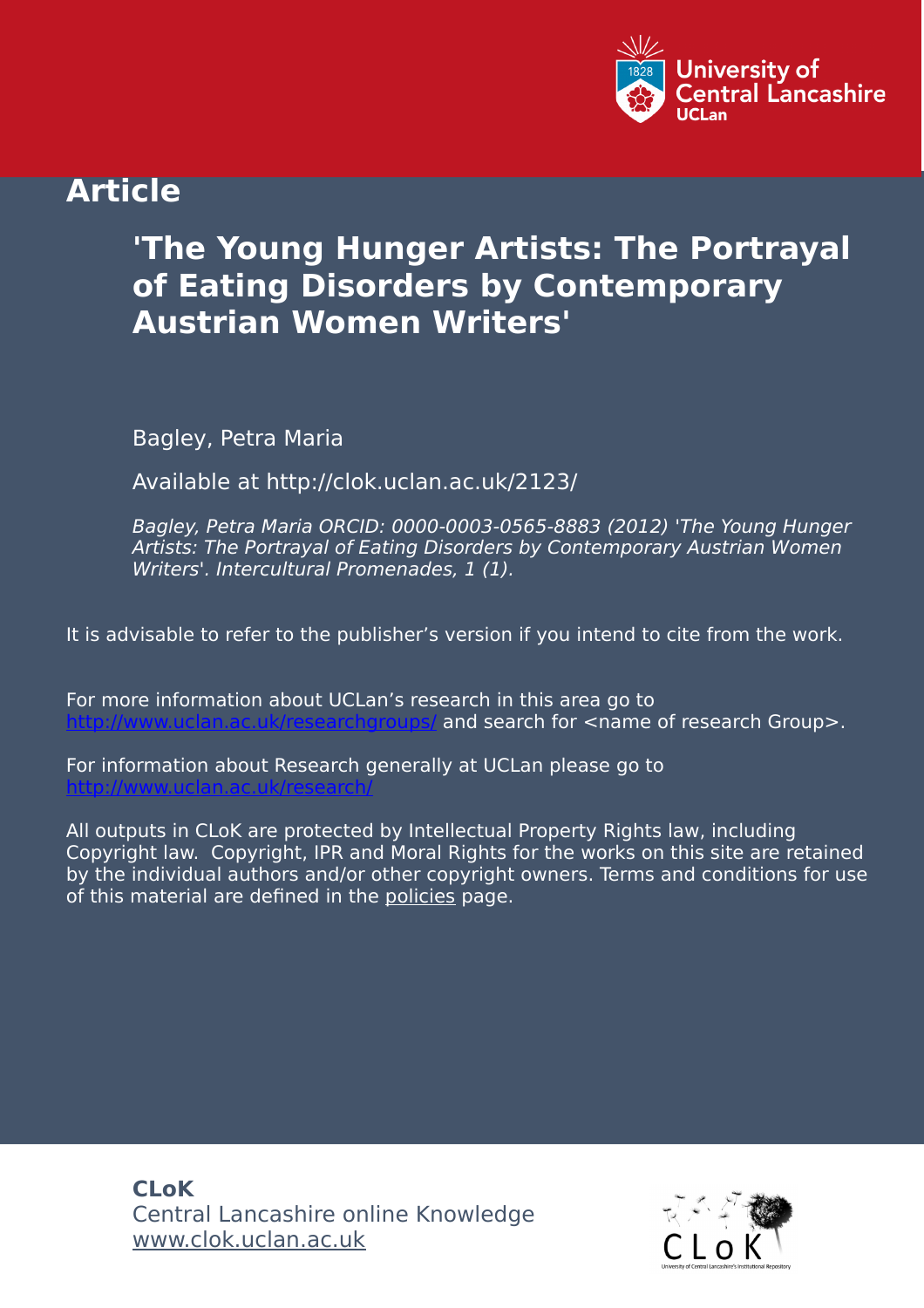University of Central Lancashire
UCLan

## Article

# 'The Young Hunger Artists: The Portrayal of Eating Disorders by Contemporary Austrian Women Writers'

Bagley, Petra Maria

Available at http://clok.uclan.ac.uk/2123/

*Bagley, Petra Maria ORCID: 0000-0003-0565-8883 (2012) 'The Young Hunger Artists: The Portrayal of Eating Disorders by Contemporary Austrian Women Writers'. Intercultural Promenades, 1 (1).*

It is advisable to refer to the publisher's version if you intend to cite from the work.

For more information about UCLan's research in this area go to http://www.uclan.ac.uk/researchgroups/ and search for <name of research Group>.

For information about Research generally at UCLan please go to http://www.uclan.ac.uk/research/

All outputs in CLoK are protected by Intellectual Property Rights law, including Copyright law. Copyright, IPR and Moral Rights for the works on this site are retained by the individual authors and/or other copyright owners. Terms and conditions for use of this material are defined in the policies page.

**CLoK**
Central Lancashire online Knowledge
www.clok.uclan.ac.uk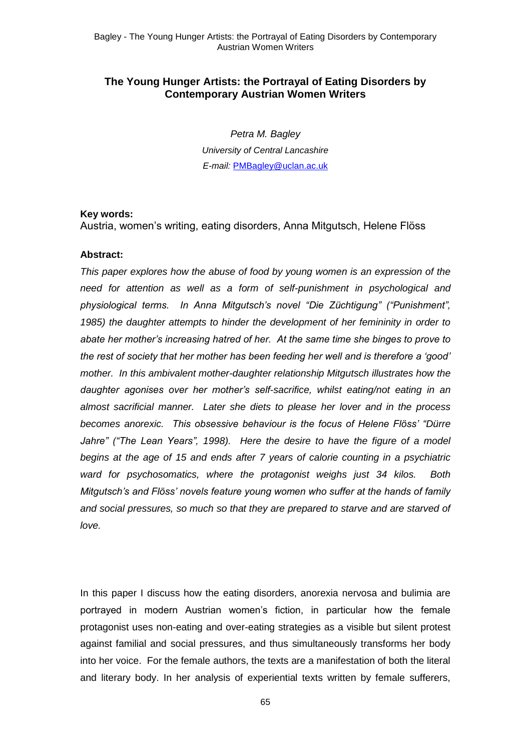## The Young Hunger Artists: the Portrayal of Eating Disorders by Contemporary Austrian Women Writers

*Petra M. Bagley*

*University of Central Lancashire*

*E-mail:* PMBagley@uclan.ac.uk

**Key words:**

Austria, women's writing, eating disorders, Anna Mitgutsch, Helene Flöss

**Abstract:**

*This paper explores how the abuse of food by young women is an expression of the need for attention as well as a form of self-punishment in psychological and physiological terms. In Anna Mitgutsch's novel "Die Züchtigung" ("Punishment", 1985) the daughter attempts to hinder the development of her femininity in order to abate her mother's increasing hatred of her. At the same time she binges to prove to the rest of society that her mother has been feeding her well and is therefore a 'good' mother. In this ambivalent mother-daughter relationship Mitgutsch illustrates how the daughter agonises over her mother's self-sacrifice, whilst eating/not eating in an almost sacrificial manner. Later she diets to please her lover and in the process becomes anorexic. This obsessive behaviour is the focus of Helene Flöss' "Dürre Jahre" ("The Lean Years", 1998). Here the desire to have the figure of a model begins at the age of 15 and ends after 7 years of calorie counting in a psychiatric ward for psychosomatics, where the protagonist weighs just 34 kilos. Both Mitgutsch's and Flöss' novels feature young women who suffer at the hands of family and social pressures, so much so that they are prepared to starve and are starved of love.*

In this paper I discuss how the eating disorders, anorexia nervosa and bulimia are portrayed in modern Austrian women's fiction, in particular how the female protagonist uses non-eating and over-eating strategies as a visible but silent protest against familial and social pressures, and thus simultaneously transforms her body into her voice. For the female authors, the texts are a manifestation of both the literal and literary body. In her analysis of experiential texts written by female sufferers,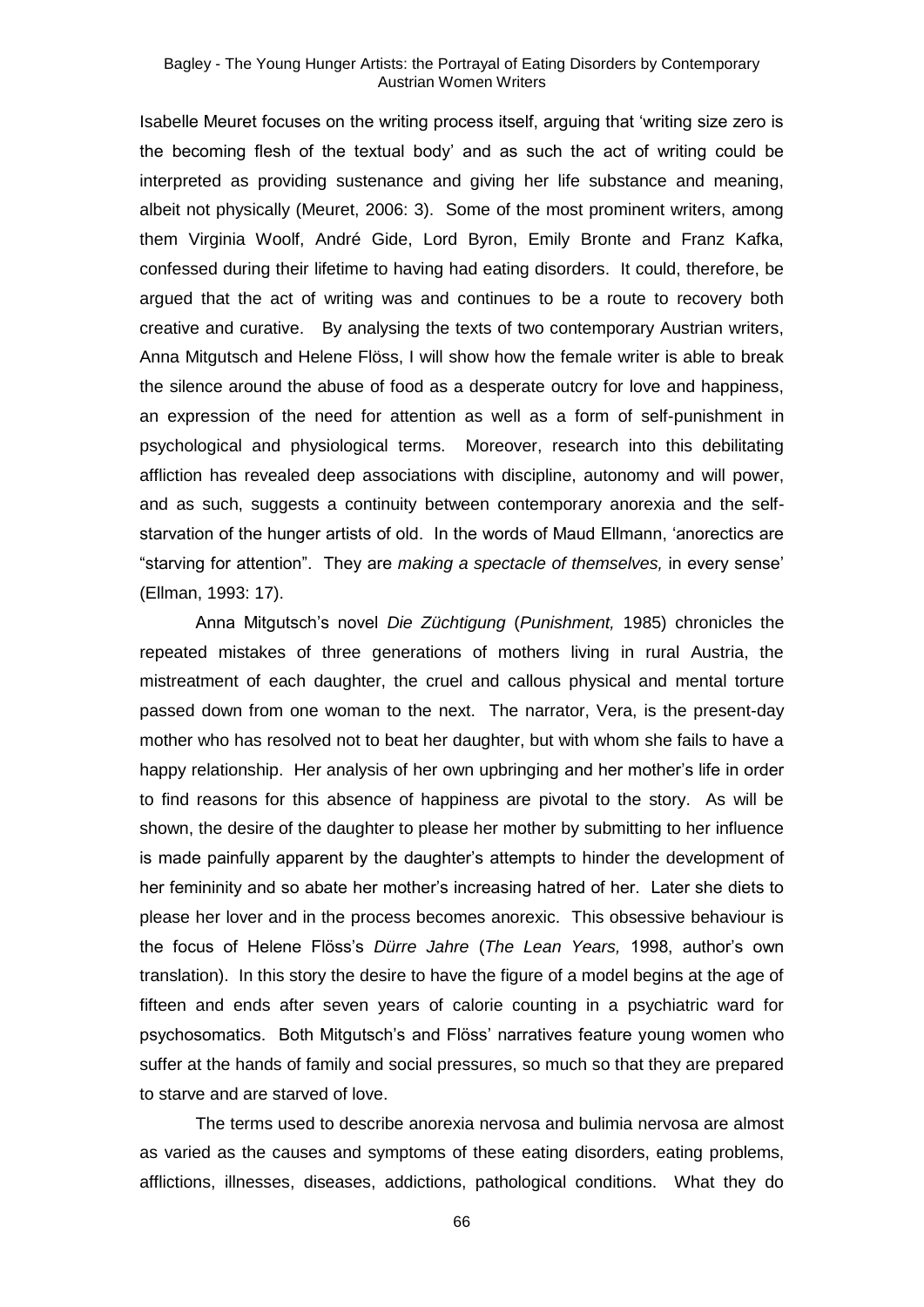Isabelle Meuret focuses on the writing process itself, arguing that 'writing size zero is the becoming flesh of the textual body' and as such the act of writing could be interpreted as providing sustenance and giving her life substance and meaning, albeit not physically (Meuret, 2006: 3). Some of the most prominent writers, among them Virginia Woolf, André Gide, Lord Byron, Emily Bronte and Franz Kafka, confessed during their lifetime to having had eating disorders. It could, therefore, be argued that the act of writing was and continues to be a route to recovery both creative and curative. By analysing the texts of two contemporary Austrian writers, Anna Mitgutsch and Helene Flöss, I will show how the female writer is able to break the silence around the abuse of food as a desperate outcry for love and happiness, an expression of the need for attention as well as a form of self-punishment in psychological and physiological terms. Moreover, research into this debilitating affliction has revealed deep associations with discipline, autonomy and will power, and as such, suggests a continuity between contemporary anorexia and the self-starvation of the hunger artists of old. In the words of Maud Ellmann, 'anorectics are "starving for attention". They are *making a spectacle of themselves,* in every sense' (Ellman, 1993: 17).

Anna Mitgutsch's novel *Die Züchtigung* (*Punishment,* 1985) chronicles the repeated mistakes of three generations of mothers living in rural Austria, the mistreatment of each daughter, the cruel and callous physical and mental torture passed down from one woman to the next. The narrator, Vera, is the present-day mother who has resolved not to beat her daughter, but with whom she fails to have a happy relationship. Her analysis of her own upbringing and her mother's life in order to find reasons for this absence of happiness are pivotal to the story. As will be shown, the desire of the daughter to please her mother by submitting to her influence is made painfully apparent by the daughter's attempts to hinder the development of her femininity and so abate her mother's increasing hatred of her. Later she diets to please her lover and in the process becomes anorexic. This obsessive behaviour is the focus of Helene Flöss's *Dürre Jahre* (*The Lean Years,* 1998, author's own translation). In this story the desire to have the figure of a model begins at the age of fifteen and ends after seven years of calorie counting in a psychiatric ward for psychosomatics. Both Mitgutsch's and Flöss' narratives feature young women who suffer at the hands of family and social pressures, so much so that they are prepared to starve and are starved of love.

The terms used to describe anorexia nervosa and bulimia nervosa are almost as varied as the causes and symptoms of these eating disorders, eating problems, afflictions, illnesses, diseases, addictions, pathological conditions. What they do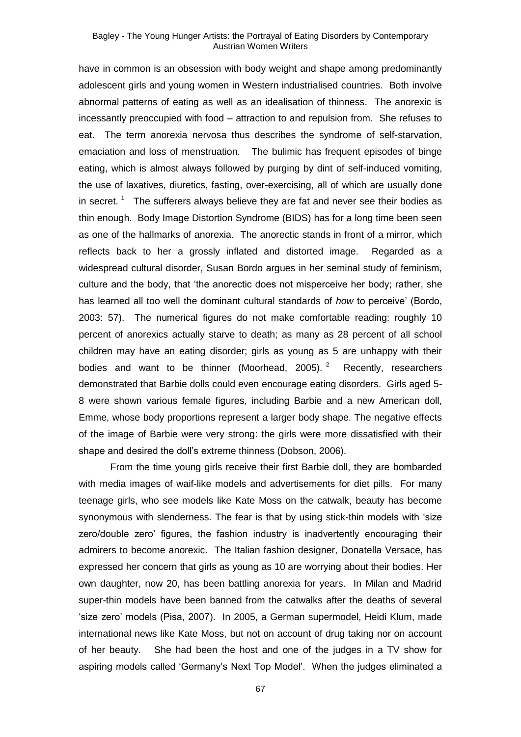have in common is an obsession with body weight and shape among predominantly adolescent girls and young women in Western industrialised countries. Both involve abnormal patterns of eating as well as an idealisation of thinness. The anorexic is incessantly preoccupied with food – attraction to and repulsion from. She refuses to eat. The term anorexia nervosa thus describes the syndrome of self-starvation, emaciation and loss of menstruation. The bulimic has frequent episodes of binge eating, which is almost always followed by purging by dint of self-induced vomiting, the use of laxatives, diuretics, fasting, over-exercising, all of which are usually done in secret. [1] The sufferers always believe they are fat and never see their bodies as thin enough. Body Image Distortion Syndrome (BIDS) has for a long time been seen as one of the hallmarks of anorexia. The anorectic stands in front of a mirror, which reflects back to her a grossly inflated and distorted image. Regarded as a widespread cultural disorder, Susan Bordo argues in her seminal study of feminism, culture and the body, that 'the anorectic does not misperceive her body; rather, she has learned all too well the dominant cultural standards of *how* to perceive' (Bordo, 2003: 57). The numerical figures do not make comfortable reading: roughly 10 percent of anorexics actually starve to death; as many as 28 percent of all school children may have an eating disorder; girls as young as 5 are unhappy with their bodies and want to be thinner (Moorhead, 2005). [2] Recently, researchers demonstrated that Barbie dolls could even encourage eating disorders. Girls aged 5-8 were shown various female figures, including Barbie and a new American doll, Emme, whose body proportions represent a larger body shape. The negative effects of the image of Barbie were very strong: the girls were more dissatisfied with their shape and desired the doll's extreme thinness (Dobson, 2006).

From the time young girls receive their first Barbie doll, they are bombarded with media images of waif-like models and advertisements for diet pills. For many teenage girls, who see models like Kate Moss on the catwalk, beauty has become synonymous with slenderness. The fear is that by using stick-thin models with 'size zero/double zero' figures, the fashion industry is inadvertently encouraging their admirers to become anorexic. The Italian fashion designer, Donatella Versace, has expressed her concern that girls as young as 10 are worrying about their bodies. Her own daughter, now 20, has been battling anorexia for years. In Milan and Madrid super-thin models have been banned from the catwalks after the deaths of several 'size zero' models (Pisa, 2007). In 2005, a German supermodel, Heidi Klum, made international news like Kate Moss, but not on account of drug taking nor on account of her beauty. She had been the host and one of the judges in a TV show for aspiring models called 'Germany's Next Top Model'. When the judges eliminated a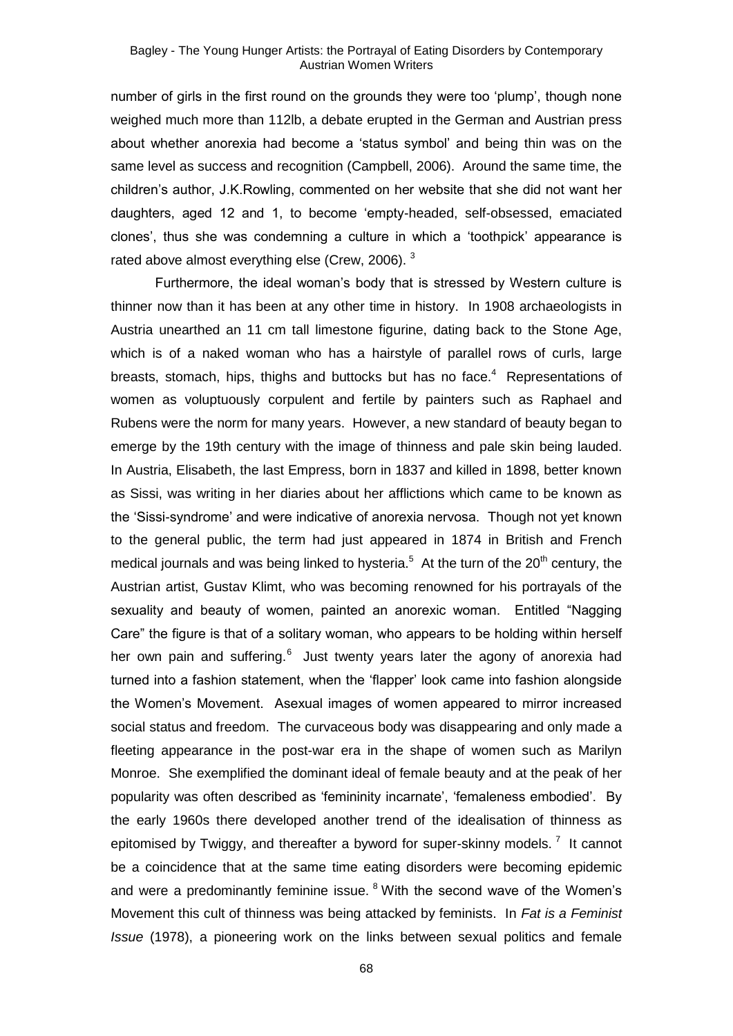number of girls in the first round on the grounds they were too 'plump', though none weighed much more than 112lb, a debate erupted in the German and Austrian press about whether anorexia had become a 'status symbol' and being thin was on the same level as success and recognition (Campbell, 2006). Around the same time, the children's author, J.K.Rowling, commented on her website that she did not want her daughters, aged 12 and 1, to become 'empty-headed, self-obsessed, emaciated clones', thus she was condemning a culture in which a 'toothpick' appearance is rated above almost everything else (Crew, 2006). [3]

Furthermore, the ideal woman's body that is stressed by Western culture is thinner now than it has been at any other time in history. In 1908 archaeologists in Austria unearthed an 11 cm tall limestone figurine, dating back to the Stone Age, which is of a naked woman who has a hairstyle of parallel rows of curls, large breasts, stomach, hips, thighs and buttocks but has no face.[4] Representations of women as voluptuously corpulent and fertile by painters such as Raphael and Rubens were the norm for many years. However, a new standard of beauty began to emerge by the 19th century with the image of thinness and pale skin being lauded. In Austria, Elisabeth, the last Empress, born in 1837 and killed in 1898, better known as Sissi, was writing in her diaries about her afflictions which came to be known as the 'Sissi-syndrome' and were indicative of anorexia nervosa. Though not yet known to the general public, the term had just appeared in 1874 in British and French medical journals and was being linked to hysteria.[5] At the turn of the 20th century, the Austrian artist, Gustav Klimt, who was becoming renowned for his portrayals of the sexuality and beauty of women, painted an anorexic woman. Entitled "Nagging Care" the figure is that of a solitary woman, who appears to be holding within herself her own pain and suffering.[6] Just twenty years later the agony of anorexia had turned into a fashion statement, when the 'flapper' look came into fashion alongside the Women's Movement. Asexual images of women appeared to mirror increased social status and freedom. The curvaceous body was disappearing and only made a fleeting appearance in the post-war era in the shape of women such as Marilyn Monroe. She exemplified the dominant ideal of female beauty and at the peak of her popularity was often described as 'femininity incarnate', 'femaleness embodied'. By the early 1960s there developed another trend of the idealisation of thinness as epitomised by Twiggy, and thereafter a byword for super-skinny models. [7] It cannot be a coincidence that at the same time eating disorders were becoming epidemic and were a predominantly feminine issue. [8] With the second wave of the Women's Movement this cult of thinness was being attacked by feminists. In *Fat is a Feminist Issue* (1978), a pioneering work on the links between sexual politics and female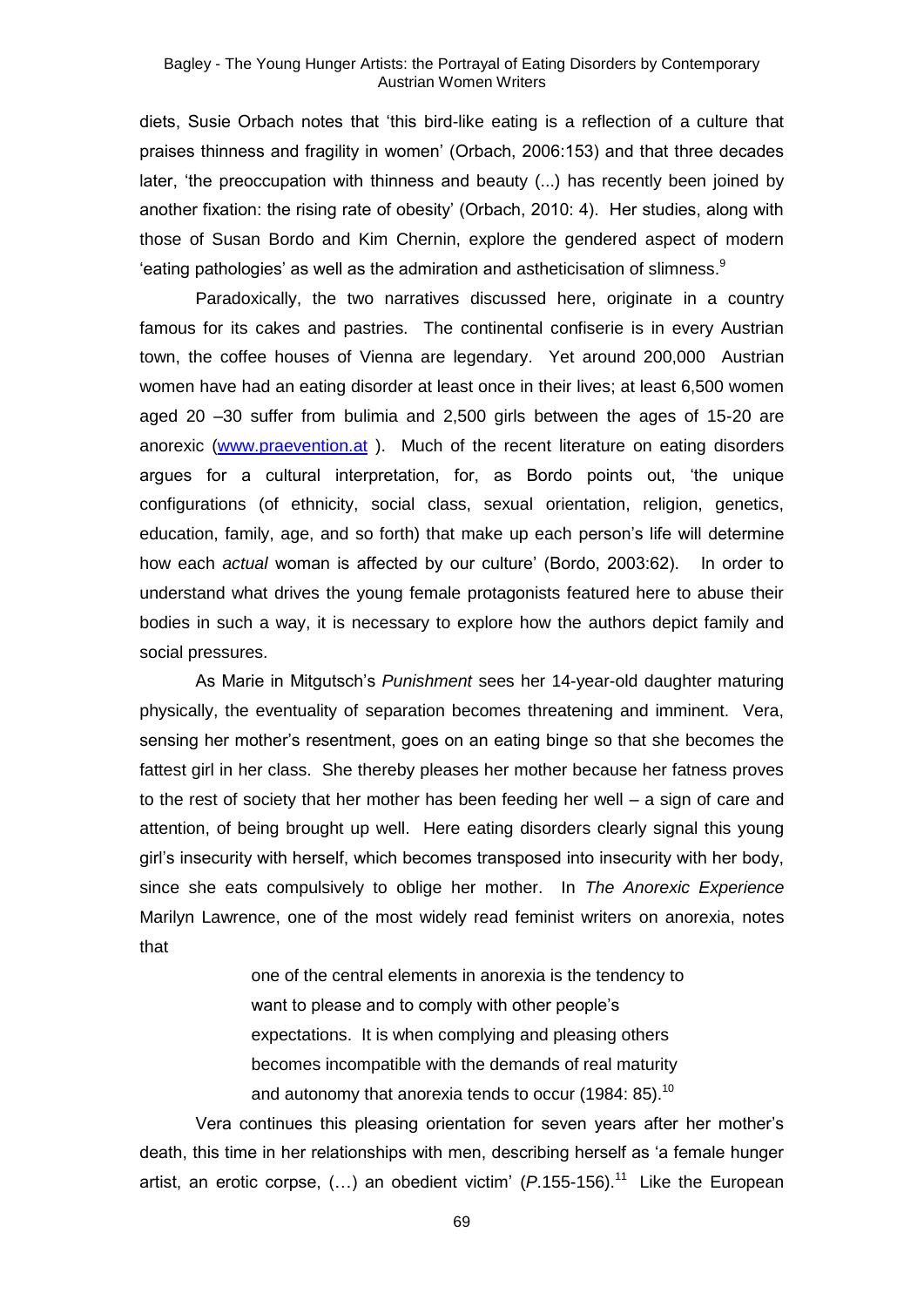diets, Susie Orbach notes that 'this bird-like eating is a reflection of a culture that praises thinness and fragility in women' (Orbach, 2006:153) and that three decades later, 'the preoccupation with thinness and beauty (...) has recently been joined by another fixation: the rising rate of obesity' (Orbach, 2010: 4). Her studies, along with those of Susan Bordo and Kim Chernin, explore the gendered aspect of modern 'eating pathologies' as well as the admiration and astheticisation of slimness.[9]

Paradoxically, the two narratives discussed here, originate in a country famous for its cakes and pastries. The continental confiserie is in every Austrian town, the coffee houses of Vienna are legendary. Yet around 200,000 Austrian women have had an eating disorder at least once in their lives; at least 6,500 women aged 20 –30 suffer from bulimia and 2,500 girls between the ages of 15-20 are anorexic (www.praevention.at ). Much of the recent literature on eating disorders argues for a cultural interpretation, for, as Bordo points out, 'the unique configurations (of ethnicity, social class, sexual orientation, religion, genetics, education, family, age, and so forth) that make up each person's life will determine how each *actual* woman is affected by our culture' (Bordo, 2003:62). In order to understand what drives the young female protagonists featured here to abuse their bodies in such a way, it is necessary to explore how the authors depict family and social pressures.

As Marie in Mitgutsch's *Punishment* sees her 14-year-old daughter maturing physically, the eventuality of separation becomes threatening and imminent. Vera, sensing her mother's resentment, goes on an eating binge so that she becomes the fattest girl in her class. She thereby pleases her mother because her fatness proves to the rest of society that her mother has been feeding her well – a sign of care and attention, of being brought up well. Here eating disorders clearly signal this young girl's insecurity with herself, which becomes transposed into insecurity with her body, since she eats compulsively to oblige her mother. In *The Anorexic Experience* Marilyn Lawrence, one of the most widely read feminist writers on anorexia, notes that

> one of the central elements in anorexia is the tendency to want to please and to comply with other people's expectations. It is when complying and pleasing others becomes incompatible with the demands of real maturity and autonomy that anorexia tends to occur (1984: 85).[10]

Vera continues this pleasing orientation for seven years after her mother's death, this time in her relationships with men, describing herself as 'a female hunger artist, an erotic corpse, (…) an obedient victim' (*P*.155-156).[11] Like the European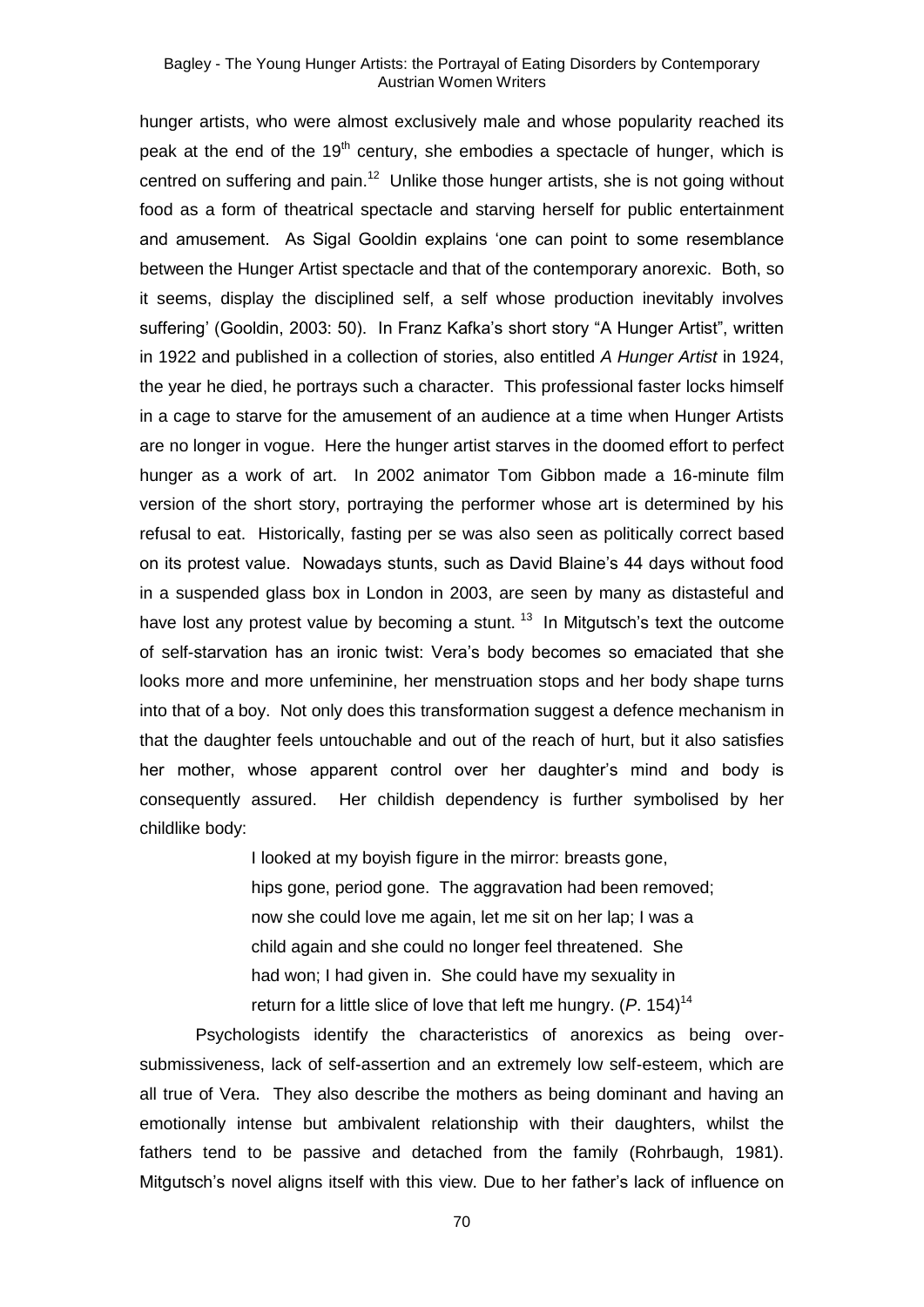hunger artists, who were almost exclusively male and whose popularity reached its peak at the end of the 19th century, she embodies a spectacle of hunger, which is centred on suffering and pain.[12] Unlike those hunger artists, she is not going without food as a form of theatrical spectacle and starving herself for public entertainment and amusement. As Sigal Gooldin explains 'one can point to some resemblance between the Hunger Artist spectacle and that of the contemporary anorexic. Both, so it seems, display the disciplined self, a self whose production inevitably involves suffering' (Gooldin, 2003: 50). In Franz Kafka's short story "A Hunger Artist", written in 1922 and published in a collection of stories, also entitled *A Hunger Artist* in 1924, the year he died, he portrays such a character. This professional faster locks himself in a cage to starve for the amusement of an audience at a time when Hunger Artists are no longer in vogue. Here the hunger artist starves in the doomed effort to perfect hunger as a work of art. In 2002 animator Tom Gibbon made a 16-minute film version of the short story, portraying the performer whose art is determined by his refusal to eat. Historically, fasting per se was also seen as politically correct based on its protest value. Nowadays stunts, such as David Blaine's 44 days without food in a suspended glass box in London in 2003, are seen by many as distasteful and have lost any protest value by becoming a stunt.[13] In Mitgutsch's text the outcome of self-starvation has an ironic twist: Vera's body becomes so emaciated that she looks more and more unfeminine, her menstruation stops and her body shape turns into that of a boy. Not only does this transformation suggest a defence mechanism in that the daughter feels untouchable and out of the reach of hurt, but it also satisfies her mother, whose apparent control over her daughter's mind and body is consequently assured. Her childish dependency is further symbolised by her childlike body:

> I looked at my boyish figure in the mirror: breasts gone, hips gone, period gone. The aggravation had been removed; now she could love me again, let me sit on her lap; I was a child again and she could no longer feel threatened. She had won; I had given in. She could have my sexuality in return for a little slice of love that left me hungry. (*P.* 154)[14]

Psychologists identify the characteristics of anorexics as being over-submissiveness, lack of self-assertion and an extremely low self-esteem, which are all true of Vera. They also describe the mothers as being dominant and having an emotionally intense but ambivalent relationship with their daughters, whilst the fathers tend to be passive and detached from the family (Rohrbaugh, 1981). Mitgutsch's novel aligns itself with this view. Due to her father's lack of influence on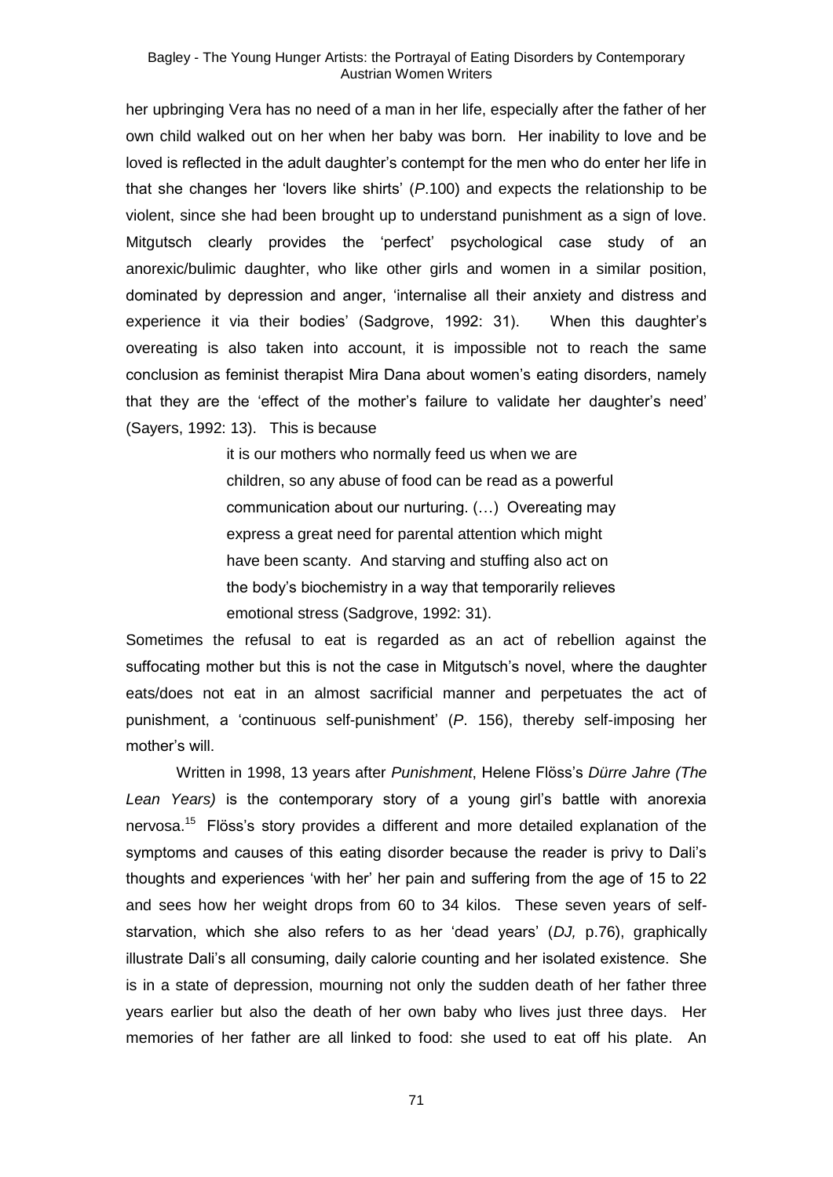her upbringing Vera has no need of a man in her life, especially after the father of her own child walked out on her when her baby was born. Her inability to love and be loved is reflected in the adult daughter's contempt for the men who do enter her life in that she changes her 'lovers like shirts' (*P*.100) and expects the relationship to be violent, since she had been brought up to understand punishment as a sign of love. Mitgutsch clearly provides the 'perfect' psychological case study of an anorexic/bulimic daughter, who like other girls and women in a similar position, dominated by depression and anger, 'internalise all their anxiety and distress and experience it via their bodies' (Sadgrove, 1992: 31). When this daughter's overeating is also taken into account, it is impossible not to reach the same conclusion as feminist therapist Mira Dana about women's eating disorders, namely that they are the 'effect of the mother's failure to validate her daughter's need' (Sayers, 1992: 13). This is because

> it is our mothers who normally feed us when we are children, so any abuse of food can be read as a powerful communication about our nurturing. (…) Overeating may express a great need for parental attention which might have been scanty. And starving and stuffing also act on the body's biochemistry in a way that temporarily relieves emotional stress (Sadgrove, 1992: 31).

Sometimes the refusal to eat is regarded as an act of rebellion against the suffocating mother but this is not the case in Mitgutsch's novel, where the daughter eats/does not eat in an almost sacrificial manner and perpetuates the act of punishment, a 'continuous self-punishment' (*P*. 156), thereby self-imposing her mother's will.

Written in 1998, 13 years after *Punishment*, Helene Flöss's *Dürre Jahre (The Lean Years)* is the contemporary story of a young girl's battle with anorexia nervosa.[15] Flöss's story provides a different and more detailed explanation of the symptoms and causes of this eating disorder because the reader is privy to Dali's thoughts and experiences 'with her' her pain and suffering from the age of 15 to 22 and sees how her weight drops from 60 to 34 kilos. These seven years of self-starvation, which she also refers to as her 'dead years' (*DJ,* p.76), graphically illustrate Dali's all consuming, daily calorie counting and her isolated existence. She is in a state of depression, mourning not only the sudden death of her father three years earlier but also the death of her own baby who lives just three days. Her memories of her father are all linked to food: she used to eat off his plate. An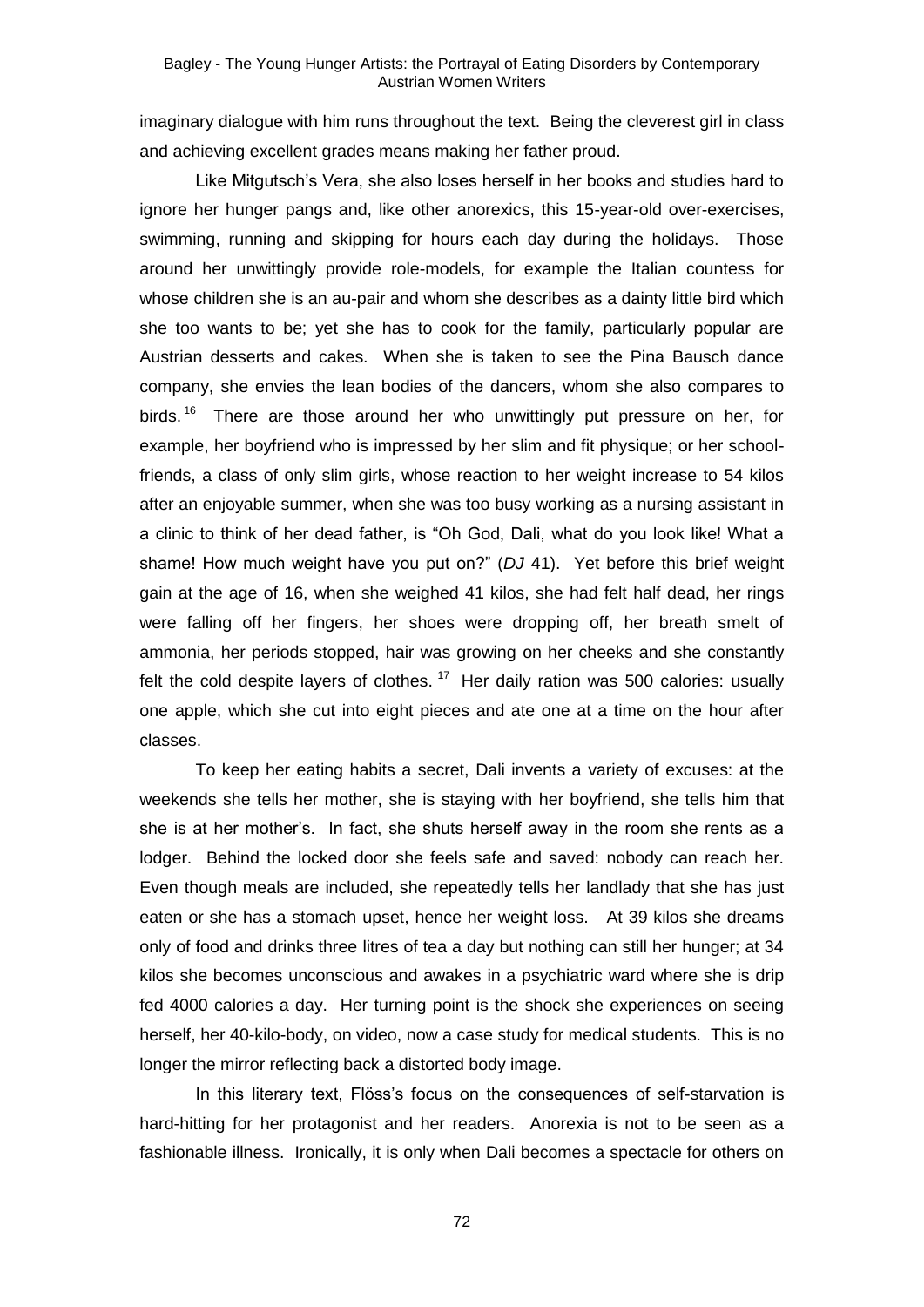imaginary dialogue with him runs throughout the text. Being the cleverest girl in class and achieving excellent grades means making her father proud.

Like Mitgutsch's Vera, she also loses herself in her books and studies hard to ignore her hunger pangs and, like other anorexics, this 15-year-old over-exercises, swimming, running and skipping for hours each day during the holidays. Those around her unwittingly provide role-models, for example the Italian countess for whose children she is an au-pair and whom she describes as a dainty little bird which she too wants to be; yet she has to cook for the family, particularly popular are Austrian desserts and cakes. When she is taken to see the Pina Bausch dance company, she envies the lean bodies of the dancers, whom she also compares to birds.[16] There are those around her who unwittingly put pressure on her, for example, her boyfriend who is impressed by her slim and fit physique; or her school-friends, a class of only slim girls, whose reaction to her weight increase to 54 kilos after an enjoyable summer, when she was too busy working as a nursing assistant in a clinic to think of her dead father, is "Oh God, Dali, what do you look like! What a shame! How much weight have you put on?" (*DJ* 41). Yet before this brief weight gain at the age of 16, when she weighed 41 kilos, she had felt half dead, her rings were falling off her fingers, her shoes were dropping off, her breath smelt of ammonia, her periods stopped, hair was growing on her cheeks and she constantly felt the cold despite layers of clothes.[17] Her daily ration was 500 calories: usually one apple, which she cut into eight pieces and ate one at a time on the hour after classes.

To keep her eating habits a secret, Dali invents a variety of excuses: at the weekends she tells her mother, she is staying with her boyfriend, she tells him that she is at her mother's. In fact, she shuts herself away in the room she rents as a lodger. Behind the locked door she feels safe and saved: nobody can reach her. Even though meals are included, she repeatedly tells her landlady that she has just eaten or she has a stomach upset, hence her weight loss. At 39 kilos she dreams only of food and drinks three litres of tea a day but nothing can still her hunger; at 34 kilos she becomes unconscious and awakes in a psychiatric ward where she is drip fed 4000 calories a day. Her turning point is the shock she experiences on seeing herself, her 40-kilo-body, on video, now a case study for medical students. This is no longer the mirror reflecting back a distorted body image.

In this literary text, Flöss's focus on the consequences of self-starvation is hard-hitting for her protagonist and her readers. Anorexia is not to be seen as a fashionable illness. Ironically, it is only when Dali becomes a spectacle for others on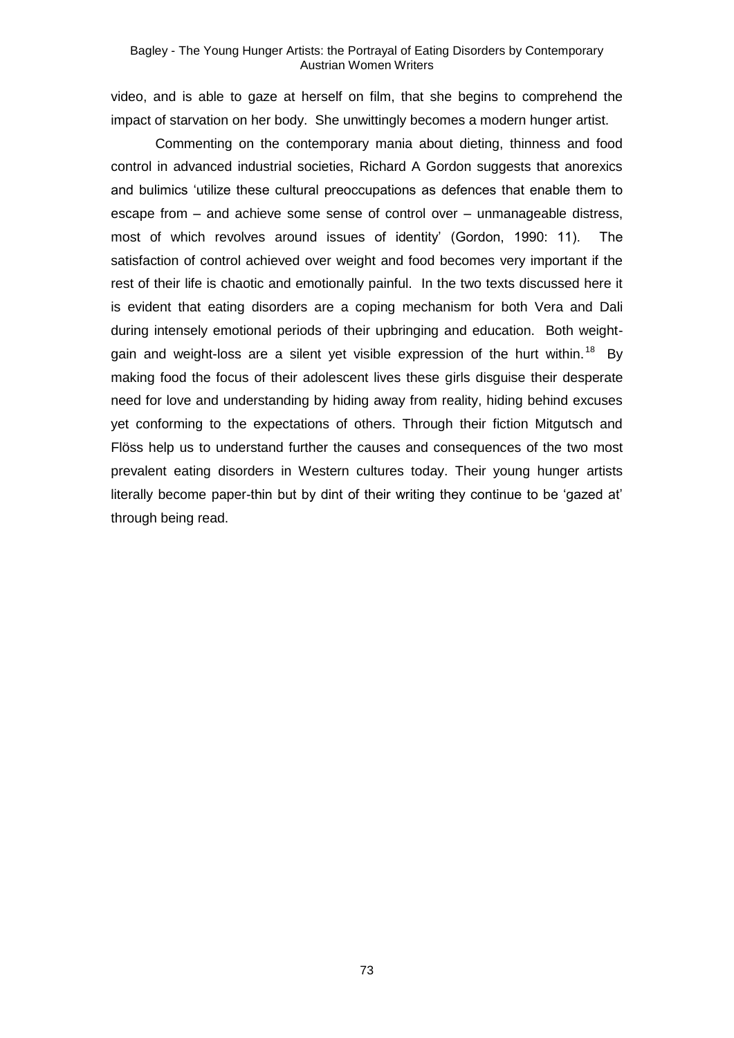video, and is able to gaze at herself on film, that she begins to comprehend the impact of starvation on her body. She unwittingly becomes a modern hunger artist.

Commenting on the contemporary mania about dieting, thinness and food control in advanced industrial societies, Richard A Gordon suggests that anorexics and bulimics 'utilize these cultural preoccupations as defences that enable them to escape from – and achieve some sense of control over – unmanageable distress, most of which revolves around issues of identity' (Gordon, 1990: 11). The satisfaction of control achieved over weight and food becomes very important if the rest of their life is chaotic and emotionally painful. In the two texts discussed here it is evident that eating disorders are a coping mechanism for both Vera and Dali during intensely emotional periods of their upbringing and education. Both weight-gain and weight-loss are a silent yet visible expression of the hurt within.[18] By making food the focus of their adolescent lives these girls disguise their desperate need for love and understanding by hiding away from reality, hiding behind excuses yet conforming to the expectations of others. Through their fiction Mitgutsch and Flöss help us to understand further the causes and consequences of the two most prevalent eating disorders in Western cultures today. Their young hunger artists literally become paper-thin but by dint of their writing they continue to be 'gazed at' through being read.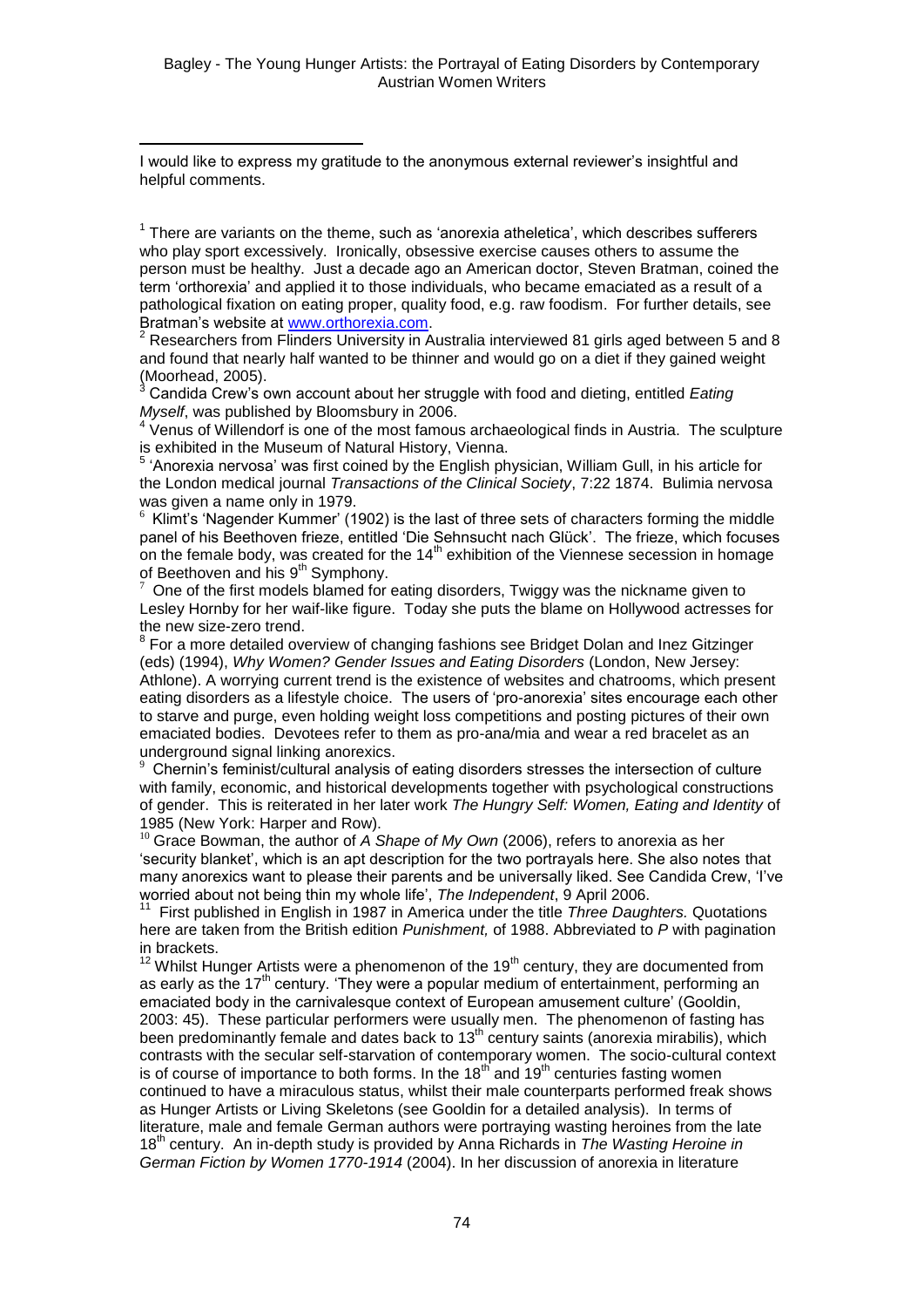I would like to express my gratitude to the anonymous external reviewer's insightful and helpful comments.

[1] There are variants on the theme, such as 'anorexia atheletica', which describes sufferers who play sport excessively. Ironically, obsessive exercise causes others to assume the person must be healthy. Just a decade ago an American doctor, Steven Bratman, coined the term 'orthorexia' and applied it to those individuals, who became emaciated as a result of a pathological fixation on eating proper, quality food, e.g. raw foodism. For further details, see Bratman's website at www.orthorexia.com.

[2] Researchers from Flinders University in Australia interviewed 81 girls aged between 5 and 8 and found that nearly half wanted to be thinner and would go on a diet if they gained weight (Moorhead, 2005).

[3] Candida Crew's own account about her struggle with food and dieting, entitled *Eating Myself*, was published by Bloomsbury in 2006.

[4] Venus of Willendorf is one of the most famous archaeological finds in Austria. The sculpture is exhibited in the Museum of Natural History, Vienna.

[5] 'Anorexia nervosa' was first coined by the English physician, William Gull, in his article for the London medical journal *Transactions of the Clinical Society*, 7:22 1874. Bulimia nervosa was given a name only in 1979.

[6] Klimt's 'Nagender Kummer' (1902) is the last of three sets of characters forming the middle panel of his Beethoven frieze, entitled 'Die Sehnsucht nach Glück'. The frieze, which focuses on the female body, was created for the 14th exhibition of the Viennese secession in homage of Beethoven and his 9th Symphony.

[7] One of the first models blamed for eating disorders, Twiggy was the nickname given to Lesley Hornby for her waif-like figure. Today she puts the blame on Hollywood actresses for the new size-zero trend.

[8] For a more detailed overview of changing fashions see Bridget Dolan and Inez Gitzinger (eds) (1994), *Why Women? Gender Issues and Eating Disorders* (London, New Jersey: Athlone). A worrying current trend is the existence of websites and chatrooms, which present eating disorders as a lifestyle choice. The users of 'pro-anorexia' sites encourage each other to starve and purge, even holding weight loss competitions and posting pictures of their own emaciated bodies. Devotees refer to them as pro-ana/mia and wear a red bracelet as an underground signal linking anorexics.

[9] Chernin's feminist/cultural analysis of eating disorders stresses the intersection of culture with family, economic, and historical developments together with psychological constructions of gender. This is reiterated in her later work *The Hungry Self: Women, Eating and Identity* of 1985 (New York: Harper and Row).

[10] Grace Bowman, the author of *A Shape of My Own* (2006), refers to anorexia as her 'security blanket', which is an apt description for the two portrayals here. She also notes that many anorexics want to please their parents and be universally liked. See Candida Crew, 'I've worried about not being thin my whole life', *The Independent*, 9 April 2006.

[11] First published in English in 1987 in America under the title *Three Daughters.* Quotations here are taken from the British edition *Punishment,* of 1988. Abbreviated to *P* with pagination in brackets.

[12] Whilst Hunger Artists were a phenomenon of the 19th century, they are documented from as early as the 17th century. 'They were a popular medium of entertainment, performing an emaciated body in the carnivalesque context of European amusement culture' (Gooldin, 2003: 45). These particular performers were usually men. The phenomenon of fasting has been predominantly female and dates back to 13th century saints (anorexia mirabilis), which contrasts with the secular self-starvation of contemporary women. The socio-cultural context is of course of importance to both forms. In the 18th and 19th centuries fasting women continued to have a miraculous status, whilst their male counterparts performed freak shows as Hunger Artists or Living Skeletons (see Gooldin for a detailed analysis). In terms of literature, male and female German authors were portraying wasting heroines from the late 18th century. An in-depth study is provided by Anna Richards in *The Wasting Heroine in German Fiction by Women 1770-1914* (2004). In her discussion of anorexia in literature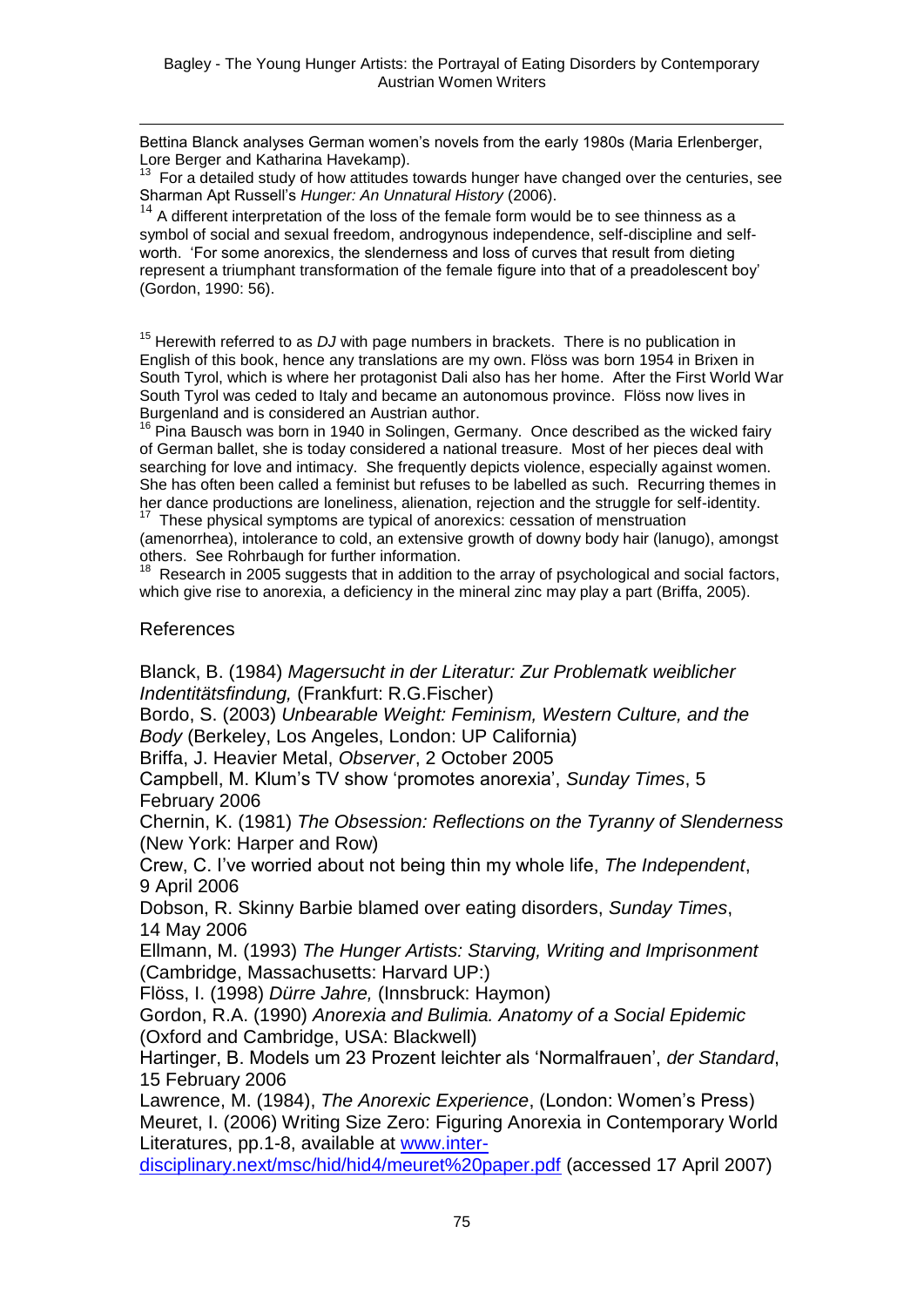Bettina Blanck analyses German women's novels from the early 1980s (Maria Erlenberger, Lore Berger and Katharina Havekamp).

[13] For a detailed study of how attitudes towards hunger have changed over the centuries, see Sharman Apt Russell's *Hunger: An Unnatural History* (2006).

[14] A different interpretation of the loss of the female form would be to see thinness as a symbol of social and sexual freedom, androgynous independence, self-discipline and self-worth. 'For some anorexics, the slenderness and loss of curves that result from dieting represent a triumphant transformation of the female figure into that of a preadolescent boy' (Gordon, 1990: 56).

[15] Herewith referred to as *DJ* with page numbers in brackets. There is no publication in English of this book, hence any translations are my own. Flöss was born 1954 in Brixen in South Tyrol, which is where her protagonist Dali also has her home. After the First World War South Tyrol was ceded to Italy and became an autonomous province. Flöss now lives in Burgenland and is considered an Austrian author.

[16] Pina Bausch was born in 1940 in Solingen, Germany. Once described as the wicked fairy of German ballet, she is today considered a national treasure. Most of her pieces deal with searching for love and intimacy. She frequently depicts violence, especially against women. She has often been called a feminist but refuses to be labelled as such. Recurring themes in her dance productions are loneliness, alienation, rejection and the struggle for self-identity.

[17] These physical symptoms are typical of anorexics: cessation of menstruation (amenorrhea), intolerance to cold, an extensive growth of downy body hair (lanugo), amongst others. See Rohrbaugh for further information.

[18] Research in 2005 suggests that in addition to the array of psychological and social factors, which give rise to anorexia, a deficiency in the mineral zinc may play a part (Briffa, 2005).

## References

Blanck, B. (1984) *Magersucht in der Literatur: Zur Problematk weiblicher Indentitätsfindung,* (Frankfurt: R.G.Fischer)

Bordo, S. (2003) *Unbearable Weight: Feminism, Western Culture, and the Body* (Berkeley, Los Angeles, London: UP California)

Briffa, J. Heavier Metal, *Observer*, 2 October 2005

Campbell, M. Klum's TV show 'promotes anorexia', *Sunday Times*, 5 February 2006

Chernin, K. (1981) *The Obsession: Reflections on the Tyranny of Slenderness* (New York: Harper and Row)

Crew, C. I've worried about not being thin my whole life, *The Independent*, 9 April 2006

Dobson, R. Skinny Barbie blamed over eating disorders, *Sunday Times*, 14 May 2006

Ellmann, M. (1993) *The Hunger Artists: Starving, Writing and Imprisonment* (Cambridge, Massachusetts: Harvard UP:)

Flöss, I. (1998) *Dürre Jahre,* (Innsbruck: Haymon)

Gordon, R.A. (1990) *Anorexia and Bulimia. Anatomy of a Social Epidemic* (Oxford and Cambridge, USA: Blackwell)

Hartinger, B. Models um 23 Prozent leichter als 'Normalfrauen', *der Standard*, 15 February 2006

Lawrence, M. (1984), *The Anorexic Experience*, (London: Women's Press)

Meuret, I. (2006) Writing Size Zero: Figuring Anorexia in Contemporary World Literatures, pp.1-8, available at www.inter-disciplinary.next/msc/hid/hid4/meuret%20paper.pdf (accessed 17 April 2007)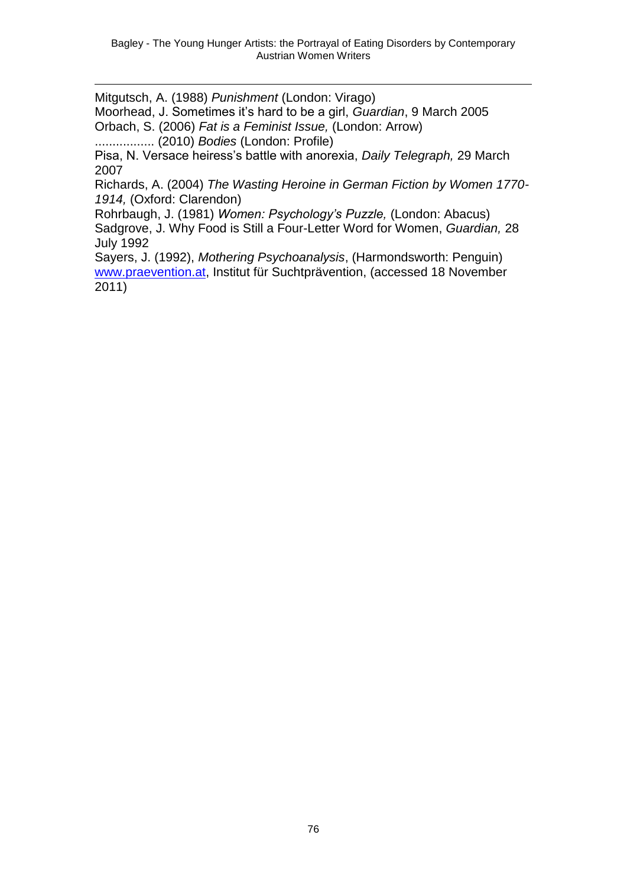Mitgutsch, A. (1988) *Punishment* (London: Virago)

Moorhead, J. Sometimes it's hard to be a girl, *Guardian*, 9 March 2005

Orbach, S. (2006) *Fat is a Feminist Issue,* (London: Arrow)

................. (2010) *Bodies* (London: Profile)

Pisa, N. Versace heiress's battle with anorexia, *Daily Telegraph,* 29 March 2007

Richards, A. (2004) *The Wasting Heroine in German Fiction by Women 1770-1914,* (Oxford: Clarendon)

Rohrbaugh, J. (1981) *Women: Psychology's Puzzle,* (London: Abacus)

Sadgrove, J. Why Food is Still a Four-Letter Word for Women, *Guardian,* 28 July 1992

Sayers, J. (1992), *Mothering Psychoanalysis*, (Harmondsworth: Penguin)

www.praevention.at, Institut für Suchtprävention, (accessed 18 November 2011)